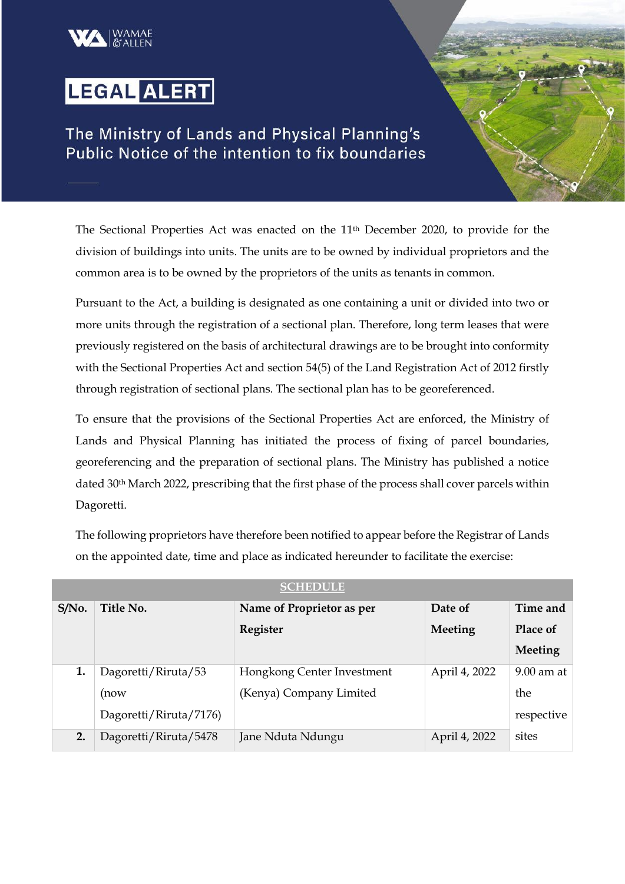WAMAE & ALLEN

# LEGAL ALERT

## The Ministry of Lands and Physical Planning's Public Notice of the intention to fix boundaries

The Sectional Properties Act was enacted on the 11th December 2020, to provide for the division of buildings into units. The units are to be owned by individual proprietors and the common area is to be owned by the proprietors of the units as tenants in common.

Pursuant to the Act, a building is designated as one containing a unit or divided into two or more units through the registration of a sectional plan. Therefore, long term leases that were previously registered on the basis of architectural drawings are to be brought into conformity with the Sectional Properties Act and section 54(5) of the Land Registration Act of 2012 firstly through registration of sectional plans. The sectional plan has to be georeferenced.

To ensure that the provisions of the Sectional Properties Act are enforced, the Ministry of Lands and Physical Planning has initiated the process of fixing of parcel boundaries, georeferencing and the preparation of sectional plans. The Ministry has published a notice dated 30th March 2022, prescribing that the first phase of the process shall cover parcels within Dagoretti.

The following proprietors have therefore been notified to appear before the Registrar of Lands on the appointed date, time and place as indicated hereunder to facilitate the exercise:

**SCHEDULE**

| S/No. | Title No. | Name of Proprietor as per Register | Date of Meeting | Time and Place of Meeting |
|---|---|---|---|---|
| 1. | Dagoretti/Riruta/53 (now Dagoretti/Riruta/7176) | Hongkong Center Investment (Kenya) Company Limited | April 4, 2022 | 9.00 am at the respective sites |
| 2. | Dagoretti/Riruta/5478 | Jane Nduta Ndungu | April 4, 2022 | |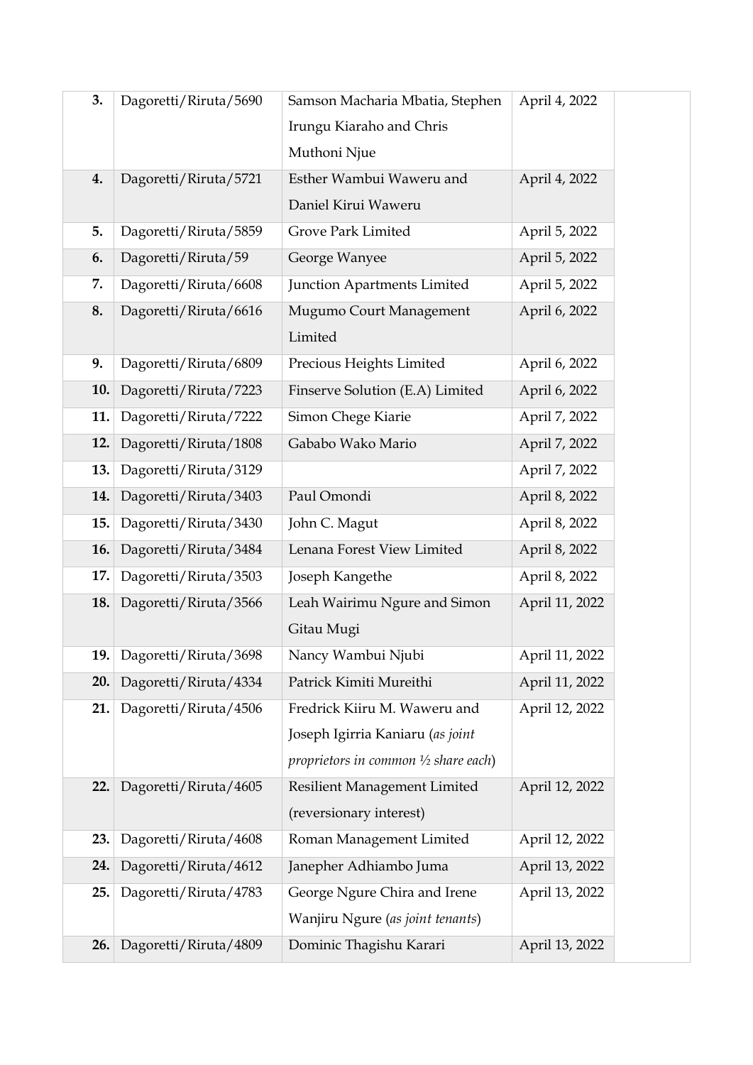| | | | | |
|---|---|---|---|---|
| **3.** | Dagoretti/Riruta/5690 | Samson Macharia Mbatia, Stephen Irungu Kiaraho and Chris Muthoni Njue | April 4, 2022 | |
| **4.** | Dagoretti/Riruta/5721 | Esther Wambui Waweru and Daniel Kirui Waweru | April 4, 2022 | |
| **5.** | Dagoretti/Riruta/5859 | Grove Park Limited | April 5, 2022 | |
| **6.** | Dagoretti/Riruta/59 | George Wanyee | April 5, 2022 | |
| **7.** | Dagoretti/Riruta/6608 | Junction Apartments Limited | April 5, 2022 | |
| **8.** | Dagoretti/Riruta/6616 | Mugumo Court Management Limited | April 6, 2022 | |
| **9.** | Dagoretti/Riruta/6809 | Precious Heights Limited | April 6, 2022 | |
| **10.** | Dagoretti/Riruta/7223 | Finserve Solution (E.A) Limited | April 6, 2022 | |
| **11.** | Dagoretti/Riruta/7222 | Simon Chege Kiarie | April 7, 2022 | |
| **12.** | Dagoretti/Riruta/1808 | Gababo Wako Mario | April 7, 2022 | |
| **13.** | Dagoretti/Riruta/3129 | | April 7, 2022 | |
| **14.** | Dagoretti/Riruta/3403 | Paul Omondi | April 8, 2022 | |
| **15.** | Dagoretti/Riruta/3430 | John C. Magut | April 8, 2022 | |
| **16.** | Dagoretti/Riruta/3484 | Lenana Forest View Limited | April 8, 2022 | |
| **17.** | Dagoretti/Riruta/3503 | Joseph Kangethe | April 8, 2022 | |
| **18.** | Dagoretti/Riruta/3566 | Leah Wairimu Ngure and Simon Gitau Mugi | April 11, 2022 | |
| **19.** | Dagoretti/Riruta/3698 | Nancy Wambui Njubi | April 11, 2022 | |
| **20.** | Dagoretti/Riruta/4334 | Patrick Kimiti Mureithi | April 11, 2022 | |
| **21.** | Dagoretti/Riruta/4506 | Fredrick Kiiru M. Waweru and Joseph Igirria Kaniaru (*as joint proprietors in common ½ share each*) | April 12, 2022 | |
| **22.** | Dagoretti/Riruta/4605 | Resilient Management Limited (reversionary interest) | April 12, 2022 | |
| **23.** | Dagoretti/Riruta/4608 | Roman Management Limited | April 12, 2022 | |
| **24.** | Dagoretti/Riruta/4612 | Janepher Adhiambo Juma | April 13, 2022 | |
| **25.** | Dagoretti/Riruta/4783 | George Ngure Chira and Irene Wanjiru Ngure (*as joint tenants*) | April 13, 2022 | |
| **26.** | Dagoretti/Riruta/4809 | Dominic Thagishu Karari | April 13, 2022 | |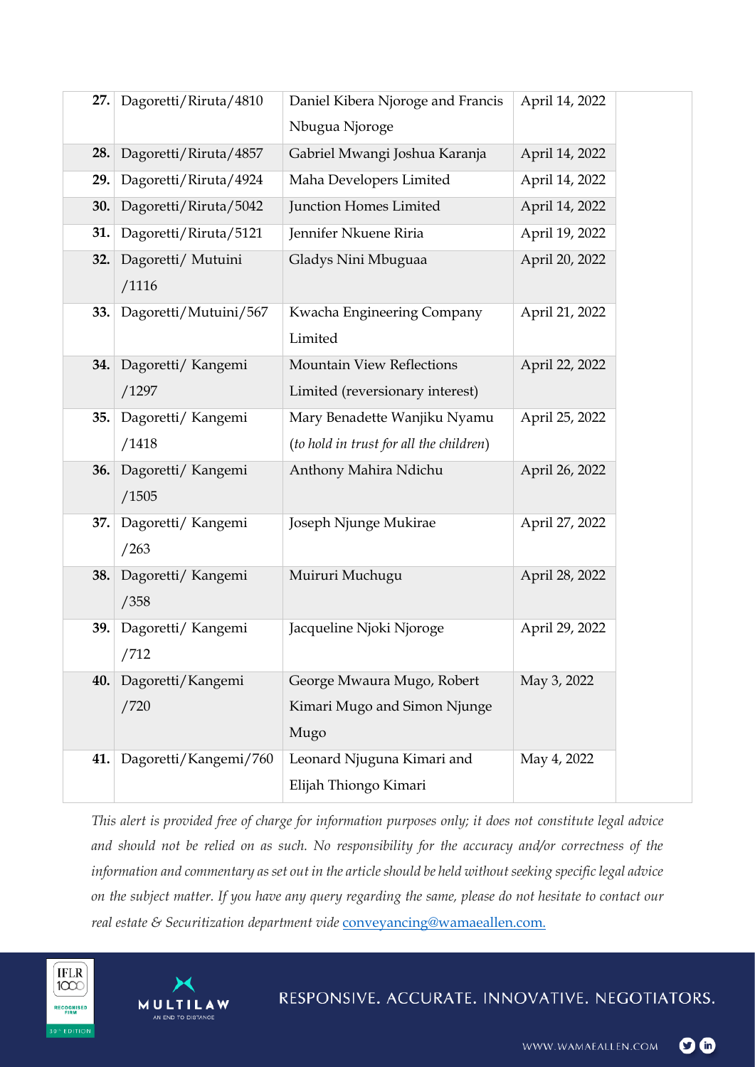| | | | | |
|---|---|---|---|---|
| **27.** | Dagoretti/Riruta/4810 | Daniel Kibera Njoroge and Francis Nbugua Njoroge | April 14, 2022 | |
| **28.** | Dagoretti/Riruta/4857 | Gabriel Mwangi Joshua Karanja | April 14, 2022 | |
| **29.** | Dagoretti/Riruta/4924 | Maha Developers Limited | April 14, 2022 | |
| **30.** | Dagoretti/Riruta/5042 | Junction Homes Limited | April 14, 2022 | |
| **31.** | Dagoretti/Riruta/5121 | Jennifer Nkuene Riria | April 19, 2022 | |
| **32.** | Dagoretti/ Mutuini /1116 | Gladys Nini Mbuguaa | April 20, 2022 | |
| **33.** | Dagoretti/Mutuini/567 | Kwacha Engineering Company Limited | April 21, 2022 | |
| **34.** | Dagoretti/ Kangemi /1297 | Mountain View Reflections Limited (reversionary interest) | April 22, 2022 | |
| **35.** | Dagoretti/ Kangemi /1418 | Mary Benadette Wanjiku Nyamu (*to hold in trust for all the children*) | April 25, 2022 | |
| **36.** | Dagoretti/ Kangemi /1505 | Anthony Mahira Ndichu | April 26, 2022 | |
| **37.** | Dagoretti/ Kangemi /263 | Joseph Njunge Mukirae | April 27, 2022 | |
| **38.** | Dagoretti/ Kangemi /358 | Muiruri Muchugu | April 28, 2022 | |
| **39.** | Dagoretti/ Kangemi /712 | Jacqueline Njoki Njoroge | April 29, 2022 | |
| **40.** | Dagoretti/Kangemi /720 | George Mwaura Mugo, Robert Kimari Mugo and Simon Njunge Mugo | May 3, 2022 | |
| **41.** | Dagoretti/Kangemi/760 | Leonard Njuguna Kimari and Elijah Thiongo Kimari | May 4, 2022 | |

*This alert is provided free of charge for information purposes only; it does not constitute legal advice and should not be relied on as such. No responsibility for the accuracy and/or correctness of the information and commentary as set out in the article should be held without seeking specific legal advice on the subject matter. If you have any query regarding the same, please do not hesitate to contact our real estate & Securitization department vide* conveyancing@wamaeallen.com.

RESPONSIVE. ACCURATE. INNOVATIVE. NEGOTIATORS.

WWW.WAMAEALLEN.COM